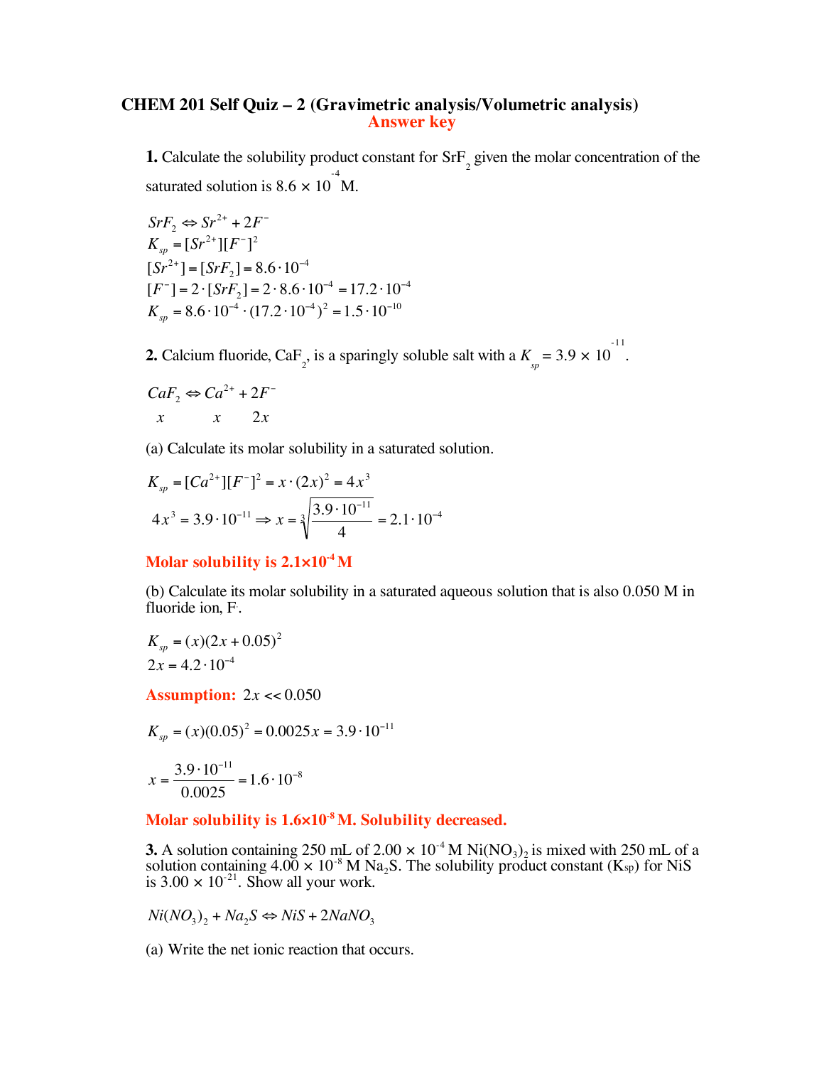# CHEM 201 Self Quiz – 2 (Gravimetric analysis/Volumetric analysis)

**Answer key**

**1.** Calculate the solubility product constant for $SrF_2$ given the molar concentration of the saturated solution is $8.6 \times 10^{-4}$ M.

$$SrF_2 \Leftrightarrow Sr^{2+} + 2F^-$$
$$K_{sp} = [Sr^{2+}][F^-]^2$$
$$[Sr^{2+}] = [SrF_2] = 8.6 \cdot 10^{-4}$$
$$[F^-] = 2 \cdot [SrF_2] = 2 \cdot 8.6 \cdot 10^{-4} = 17.2 \cdot 10^{-4}$$
$$K_{sp} = 8.6 \cdot 10^{-4} \cdot (17.2 \cdot 10^{-4})^2 = 1.5 \cdot 10^{-10}$$

**2.** Calcium fluoride, $CaF_2$, is a sparingly soluble salt with a $K_{sp} = 3.9 \times 10^{-11}$.

$$CaF_2 \Leftrightarrow Ca^{2+} + 2F^-$$
$$x \qquad x \qquad 2x$$

(a) Calculate its molar solubility in a saturated solution.

$$K_{sp} = [Ca^{2+}][F^-]^2 = x \cdot (2x)^2 = 4x^3$$
$$4x^3 = 3.9 \cdot 10^{-11} \Rightarrow x = \sqrt[3]{\frac{3.9 \cdot 10^{-11}}{4}} = 2.1 \cdot 10^{-4}$$

**Molar solubility is $2.1 \times 10^{-4}$ M**

(b) Calculate its molar solubility in a saturated aqueous solution that is also 0.050 M in fluoride ion, $F^-$.

$$K_{sp} = (x)(2x + 0.05)^2$$
$$2x = 4.2 \cdot 10^{-4}$$

**Assumption:** $2x << 0.050$

$$K_{sp} = (x)(0.05)^2 = 0.0025x = 3.9 \cdot 10^{-11}$$

$$x = \frac{3.9 \cdot 10^{-11}}{0.0025} = 1.6 \cdot 10^{-8}$$

**Molar solubility is $1.6 \times 10^{-8}$ M. Solubility decreased.**

**3.** A solution containing 250 mL of $2.00 \times 10^{-4}$ M $Ni(NO_3)_2$ is mixed with 250 mL of a solution containing $4.00 \times 10^{-8}$ M $Na_2S$. The solubility product constant ($K_{sp}$) for NiS is $3.00 \times 10^{-21}$. Show all your work.

$$Ni(NO_3)_2 + Na_2S \Leftrightarrow NiS + 2NaNO_3$$

(a) Write the net ionic reaction that occurs.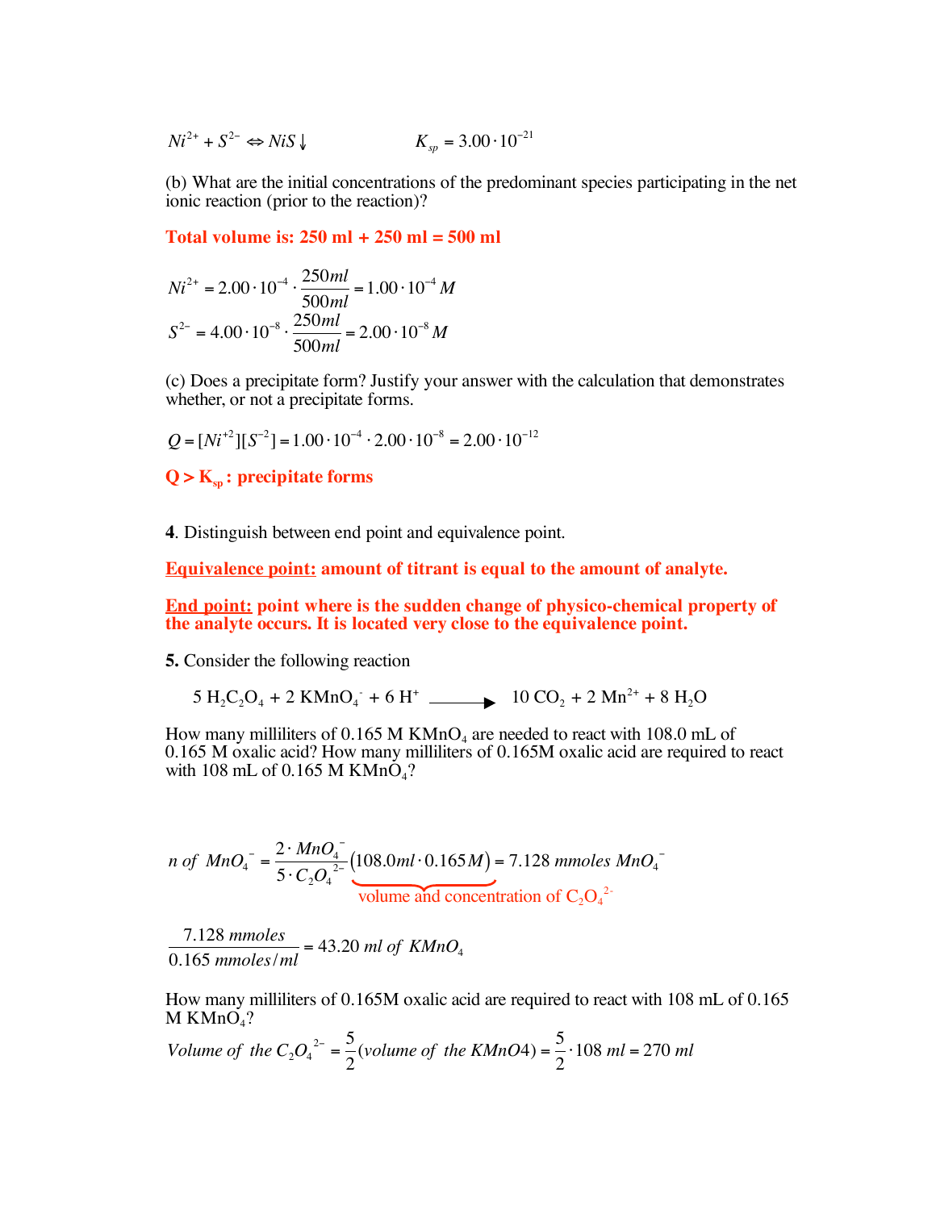$$Ni^{2+} + S^{2-} \Leftrightarrow NiS \downarrow \qquad K_{sp} = 3.00 \cdot 10^{-21}$$

(b) What are the initial concentrations of the predominant species participating in the net ionic reaction (prior to the reaction)?

**Total volume is: 250 ml + 250 ml = 500 ml**

$$Ni^{2+} = 2.00 \cdot 10^{-4} \cdot \frac{250ml}{500ml} = 1.00 \cdot 10^{-4}\,M$$

$$S^{2-} = 4.00 \cdot 10^{-8} \cdot \frac{250ml}{500ml} = 2.00 \cdot 10^{-8}\,M$$

(c) Does a precipitate form? Justify your answer with the calculation that demonstrates whether, or not a precipitate forms.

$$Q = [Ni^{+2}][S^{-2}] = 1.00 \cdot 10^{-4} \cdot 2.00 \cdot 10^{-8} = 2.00 \cdot 10^{-12}$$

**Q > $K_{sp}$ : precipitate forms**

**4**. Distinguish between end point and equivalence point.

**Equivalence point: amount of titrant is equal to the amount of analyte.**

**End point: point where is the sudden change of physico-chemical property of the analyte occurs. It is located very close to the equivalence point.**

**5.** Consider the following reaction

$$5\ H_2C_2O_4 + 2\ KMnO_4^- + 6\ H^+ \longrightarrow 10\ CO_2 + 2\ Mn^{2+} + 8\ H_2O$$

How many milliliters of 0.165 M $KMnO_4$ are needed to react with 108.0 mL of 0.165 M oxalic acid? How many milliliters of 0.165M oxalic acid are required to react with 108 mL of 0.165 M $KMnO_4$?

$$n\ of\ MnO_4^- = \frac{2 \cdot MnO_4^-}{5 \cdot C_2O_4^{2-}} \underbrace{(108.0ml \cdot 0.165M)}_{\text{volume and concentration of } C_2O_4^{2-}} = 7.128\ mmoles\ MnO_4^-$$

$$\frac{7.128\ mmoles}{0.165\ mmoles/ml} = 43.20\ ml\ of\ KMnO_4$$

How many milliliters of 0.165M oxalic acid are required to react with 108 mL of 0.165 M $KMnO_4$?

$$Volume\ of\ the\ C_2O_4^{2-} = \frac{5}{2}(volume\ of\ the\ KMnO4) = \frac{5}{2} \cdot 108\ ml = 270\ ml$$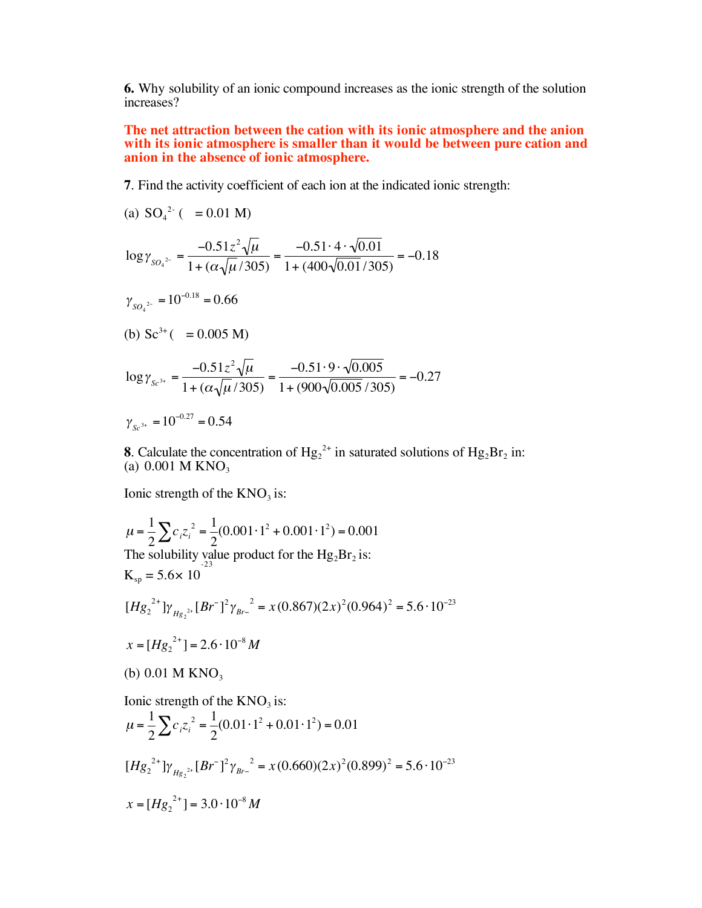**6.** Why solubility of an ionic compound increases as the ionic strength of the solution increases?

**The net attraction between the cation with its ionic atmosphere and the anion with its ionic atmosphere is smaller than it would be between pure cation and anion in the absence of ionic atmosphere.**

**7**. Find the activity coefficient of each ion at the indicated ionic strength:

(a) $SO_4^{2-}$ ( = 0.01 M)

$$\log \gamma_{SO_4^{2-}} = \frac{-0.51 z^2 \sqrt{\mu}}{1 + (\alpha \sqrt{\mu}/305)} = \frac{-0.51 \cdot 4 \cdot \sqrt{0.01}}{1 + (400\sqrt{0.01}/305)} = -0.18$$

$$\gamma_{SO_4^{2-}} = 10^{-0.18} = 0.66$$

(b) $Sc^{3+}$ ( = 0.005 M)

$$\log \gamma_{Sc^{3+}} = \frac{-0.51 z^2 \sqrt{\mu}}{1 + (\alpha \sqrt{\mu}/305)} = \frac{-0.51 \cdot 9 \cdot \sqrt{0.005}}{1 + (900\sqrt{0.005}/305)} = -0.27$$

$$\gamma_{Sc^{3+}} = 10^{-0.27} = 0.54$$

**8**. Calculate the concentration of $Hg_2^{2+}$ in saturated solutions of $Hg_2Br_2$ in:

(a) 0.001 M $KNO_3$

Ionic strength of the $KNO_3$ is:

$$\mu = \frac{1}{2}\sum c_i z_i^2 = \frac{1}{2}(0.001 \cdot 1^2 + 0.001 \cdot 1^2) = 0.001$$

The solubility value product for the $Hg_2Br_2$ is:

$K_{sp} = 5.6 \times 10^{-23}$

$$[Hg_2^{2+}]\gamma_{Hg_2^{2+}}[Br^-]^2 \gamma_{Br^-}^2 = x(0.867)(2x)^2(0.964)^2 = 5.6 \cdot 10^{-23}$$

$$x = [Hg_2^{2+}] = 2.6 \cdot 10^{-8}\, M$$

(b) 0.01 M $KNO_3$

Ionic strength of the $KNO_3$ is:

$$\mu = \frac{1}{2}\sum c_i z_i^2 = \frac{1}{2}(0.01 \cdot 1^2 + 0.01 \cdot 1^2) = 0.01$$

$$[Hg_2^{2+}]\gamma_{Hg_2^{2+}}[Br^-]^2 \gamma_{Br^-}^2 = x(0.660)(2x)^2(0.899)^2 = 5.6 \cdot 10^{-23}$$

$$x = [Hg_2^{2+}] = 3.0 \cdot 10^{-8}\, M$$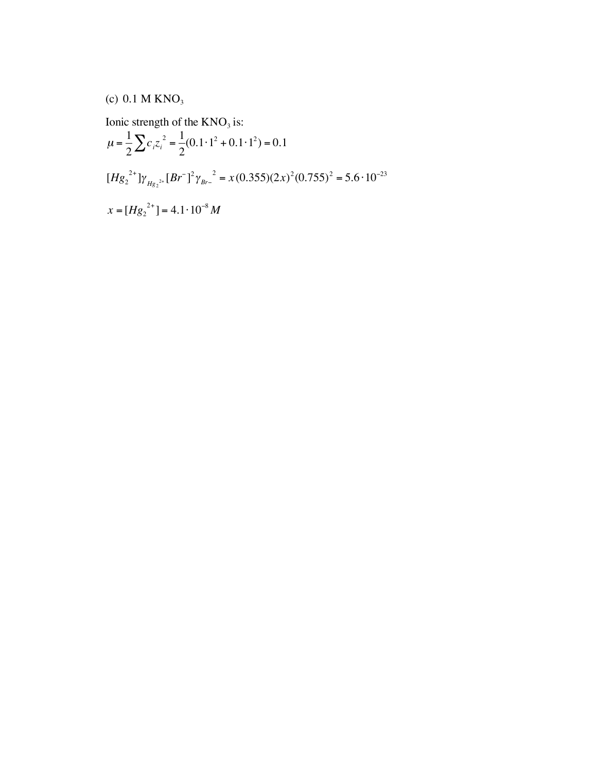(c) 0.1 M $KNO_3$

Ionic strength of the $KNO_3$ is:

$$\mu = \frac{1}{2}\sum c_i z_i^{\,2} = \frac{1}{2}(0.1 \cdot 1^2 + 0.1 \cdot 1^2) = 0.1$$

$$[Hg_2^{\,2+}]\gamma_{Hg_2^{\,2+}}[Br^-]^2\gamma_{Br-}^{\;\;2} = x(0.355)(2x)^2(0.755)^2 = 5.6 \cdot 10^{-23}$$

$$x = [Hg_2^{\,2+}] = 4.1 \cdot 10^{-8}\,M$$